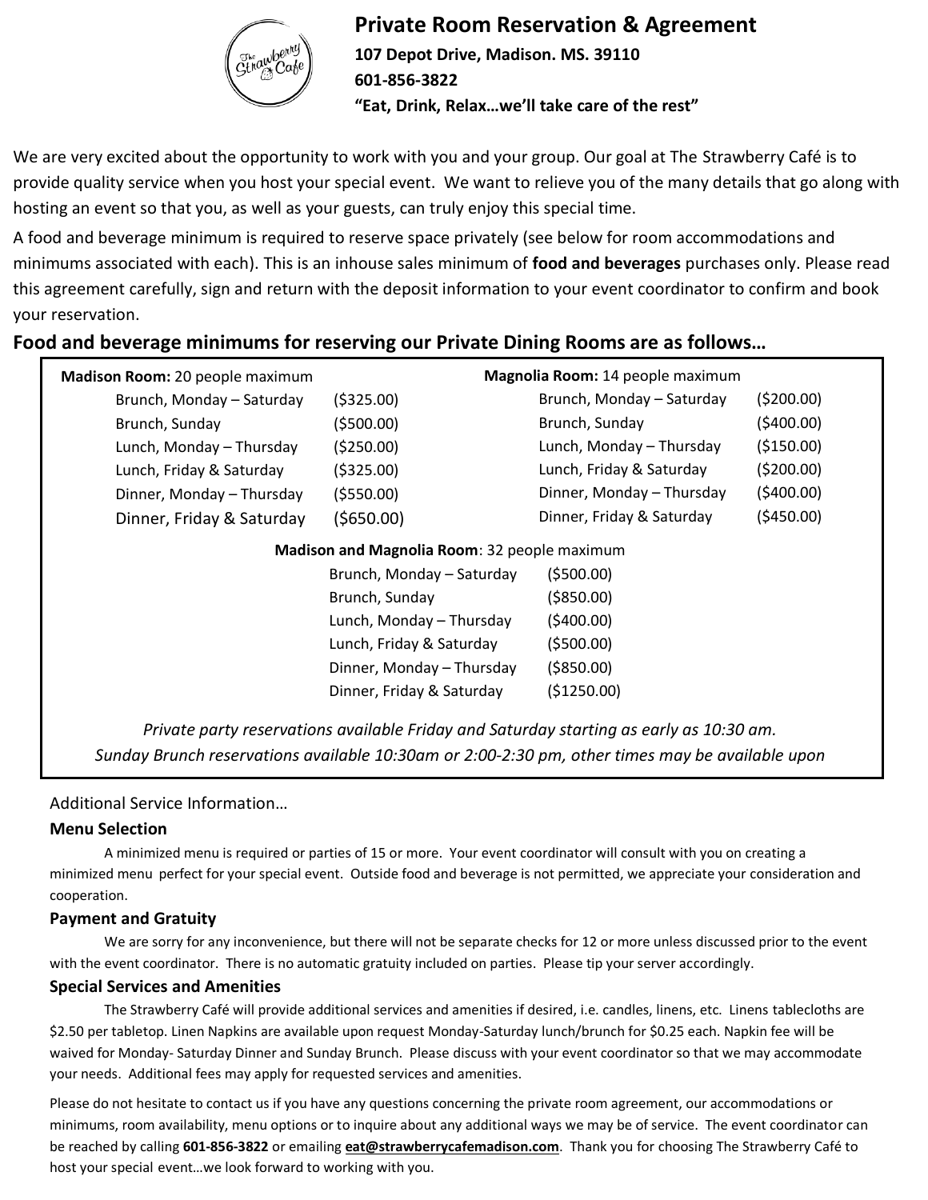# Private Room Reservation & Agreement

**107 Depot Drive, Madison. MS. 39110**

**601-856-3822**

**"Eat, Drink, Relax…we'll take care of the rest"**

We are very excited about the opportunity to work with you and your group. Our goal at The Strawberry Café is to provide quality service when you host your special event. We want to relieve you of the many details that go along with hosting an event so that you, as well as your guests, can truly enjoy this special time.

A food and beverage minimum is required to reserve space privately (see below for room accommodations and minimums associated with each). This is an inhouse sales minimum of **food and beverages** purchases only. Please read this agreement carefully, sign and return with the deposit information to your event coordinator to confirm and book your reservation.

## Food and beverage minimums for reserving our Private Dining Rooms are as follows…

**Madison Room:** 20 people maximum

| | |
|---|---|
| Brunch, Monday – Saturday | ($325.00) |
| Brunch, Sunday | ($500.00) |
| Lunch, Monday – Thursday | ($250.00) |
| Lunch, Friday & Saturday | ($325.00) |
| Dinner, Monday – Thursday | ($550.00) |
| Dinner, Friday & Saturday | ($650.00) |

**Magnolia Room:** 14 people maximum

| | |
|---|---|
| Brunch, Monday – Saturday | ($200.00) |
| Brunch, Sunday | ($400.00) |
| Lunch, Monday – Thursday | ($150.00) |
| Lunch, Friday & Saturday | ($200.00) |
| Dinner, Monday – Thursday | ($400.00) |
| Dinner, Friday & Saturday | ($450.00) |

**Madison and Magnolia Room**: 32 people maximum

| | |
|---|---|
| Brunch, Monday – Saturday | ($500.00) |
| Brunch, Sunday | ($850.00) |
| Lunch, Monday – Thursday | ($400.00) |
| Lunch, Friday & Saturday | ($500.00) |
| Dinner, Monday – Thursday | ($850.00) |
| Dinner, Friday & Saturday | ($1250.00) |

*Private party reservations available Friday and Saturday starting as early as 10:30 am.*

*Sunday Brunch reservations available 10:30am or 2:00-2:30 pm, other times may be available upon*

Additional Service Information…

### Menu Selection

A minimized menu is required or parties of 15 or more. Your event coordinator will consult with you on creating a minimized menu perfect for your special event. Outside food and beverage is not permitted, we appreciate your consideration and cooperation.

### Payment and Gratuity

We are sorry for any inconvenience, but there will not be separate checks for 12 or more unless discussed prior to the event with the event coordinator. There is no automatic gratuity included on parties. Please tip your server accordingly.

### Special Services and Amenities

The Strawberry Café will provide additional services and amenities if desired, i.e. candles, linens, etc. Linens tablecloths are $2.50 per tabletop. Linen Napkins are available upon request Monday-Saturday lunch/brunch for $0.25 each. Napkin fee will be waived for Monday- Saturday Dinner and Sunday Brunch. Please discuss with your event coordinator so that we may accommodate your needs. Additional fees may apply for requested services and amenities.

Please do not hesitate to contact us if you have any questions concerning the private room agreement, our accommodations or minimums, room availability, menu options or to inquire about any additional ways we may be of service. The event coordinator can be reached by calling **601-856-3822** or emailing **eat@strawberrycafemadison.com**. Thank you for choosing The Strawberry Café to host your special event…we look forward to working with you.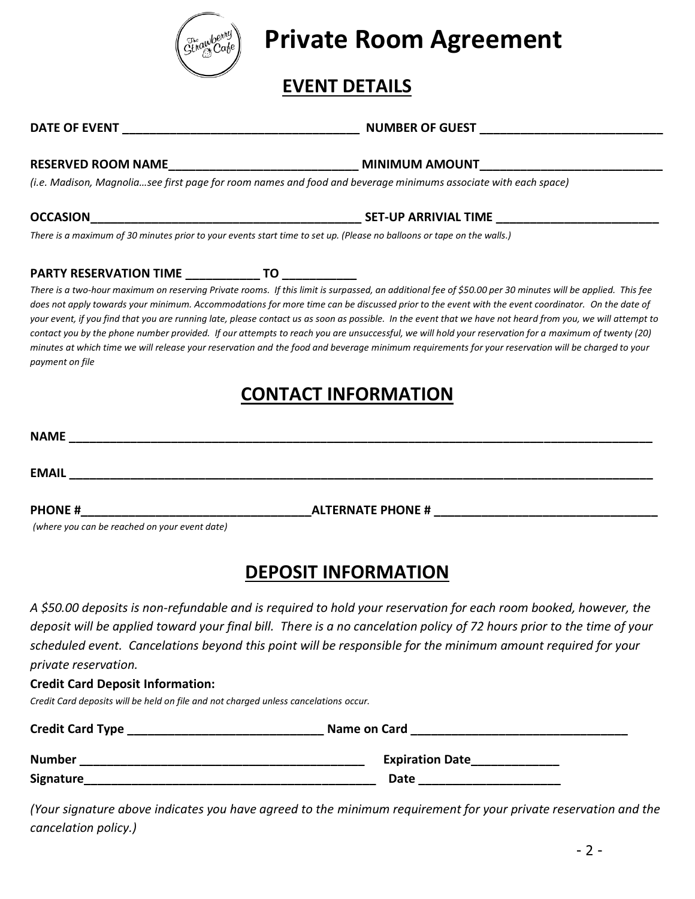# Private Room Agreement

## EVENT DETAILS

**DATE OF EVENT** ___________________________________ **NUMBER OF GUEST** ___________________________

**RESERVED ROOM NAME**____________________________ **MINIMUM AMOUNT**___________________________

*(i.e. Madison, Magnolia…see first page for room names and food and beverage minimums associate with each space)*

**OCCASION**________________________________________ **SET-UP ARRIVIAL TIME** ________________________

*There is a maximum of 30 minutes prior to your events start time to set up. (Please no balloons or tape on the walls.)*

**PARTY RESERVATION TIME** ___________ **TO** ___________

*There is a two-hour maximum on reserving Private rooms. If this limit is surpassed, an additional fee of $50.00 per 30 minutes will be applied. This fee does not apply towards your minimum. Accommodations for more time can be discussed prior to the event with the event coordinator. On the date of your event, if you find that you are running late, please contact us as soon as possible. In the event that we have not heard from you, we will attempt to contact you by the phone number provided. If our attempts to reach you are unsuccessful, we will hold your reservation for a maximum of twenty (20) minutes at which time we will release your reservation and the food and beverage minimum requirements for your reservation will be charged to your payment on file*

## CONTACT INFORMATION

**NAME** ____________________________________________________________________________________

**EMAIL** ____________________________________________________________________________________

**PHONE #**__________________________________**ALTERNATE PHONE #** _________________________________

*(where you can be reached on your event date)*

## DEPOSIT INFORMATION

*A $50.00 deposits is non-refundable and is required to hold your reservation for each room booked, however, the deposit will be applied toward your final bill. There is a no cancelation policy of 72 hours prior to the time of your scheduled event. Cancelations beyond this point will be responsible for the minimum amount required for your private reservation.*

**Credit Card Deposit Information:**

*Credit Card deposits will be held on file and not charged unless cancelations occur.*

**Credit Card Type** _____________________________ **Name on Card** ________________________________

**Number** ___________________________________________ **Expiration Date**_____________

**Signature**_____________________________________________ **Date** _____________________

*(Your signature above indicates you have agreed to the minimum requirement for your private reservation and the cancelation policy.)*